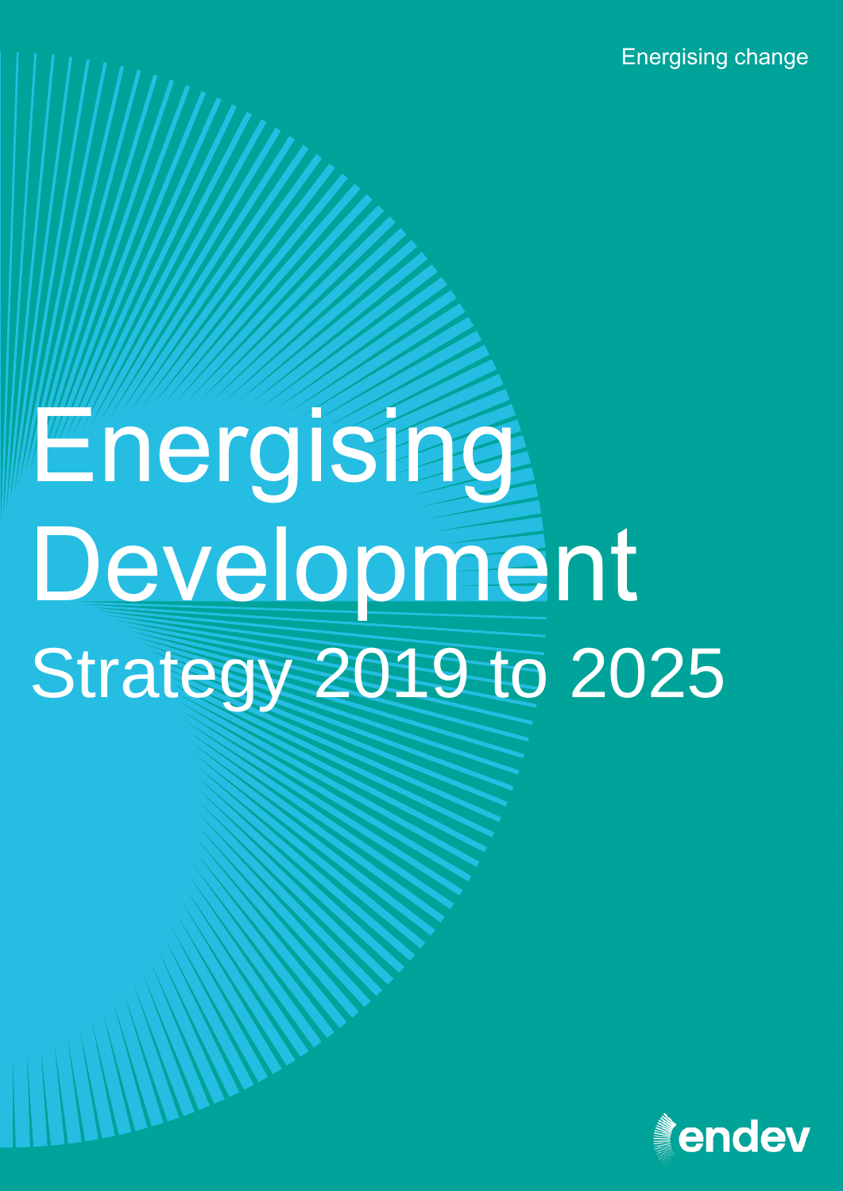Energising change

# Energising Development

## Strategy 2019 to 2025

endev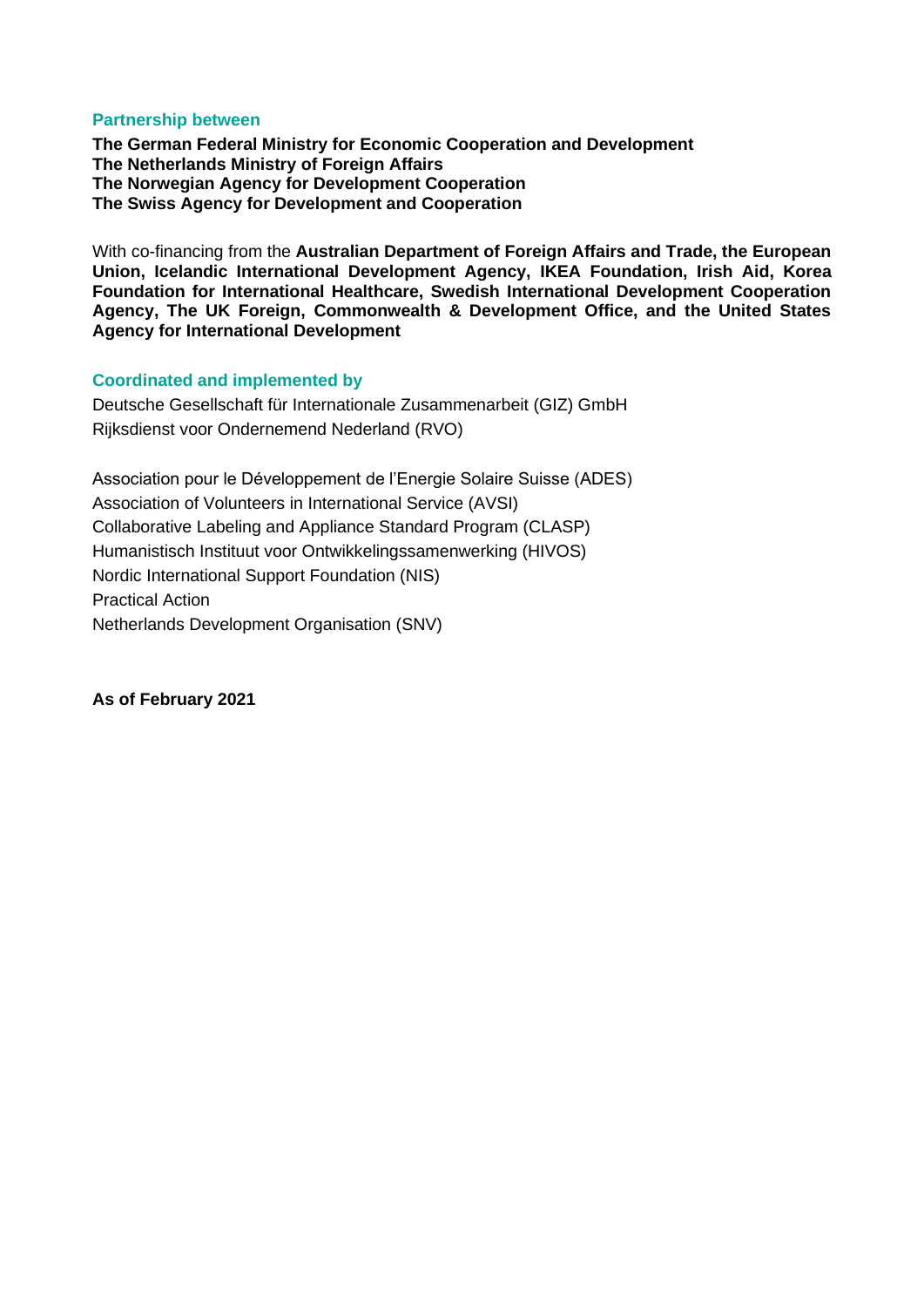**Partnership between**

**The German Federal Ministry for Economic Cooperation and Development**
**The Netherlands Ministry of Foreign Affairs**
**The Norwegian Agency for Development Cooperation**
**The Swiss Agency for Development and Cooperation**

With co-financing from the **Australian Department of Foreign Affairs and Trade, the European Union, Icelandic International Development Agency, IKEA Foundation, Irish Aid, Korea Foundation for International Healthcare, Swedish International Development Cooperation Agency, The UK Foreign, Commonwealth & Development Office, and the United States Agency for International Development**

**Coordinated and implemented by**

Deutsche Gesellschaft für Internationale Zusammenarbeit (GIZ) GmbH
Rijksdienst voor Ondernemend Nederland (RVO)

Association pour le Développement de l'Energie Solaire Suisse (ADES)
Association of Volunteers in International Service (AVSI)
Collaborative Labeling and Appliance Standard Program (CLASP)
Humanistisch Instituut voor Ontwikkelingssamenwerking (HIVOS)
Nordic International Support Foundation (NIS)
Practical Action
Netherlands Development Organisation (SNV)

**As of February 2021**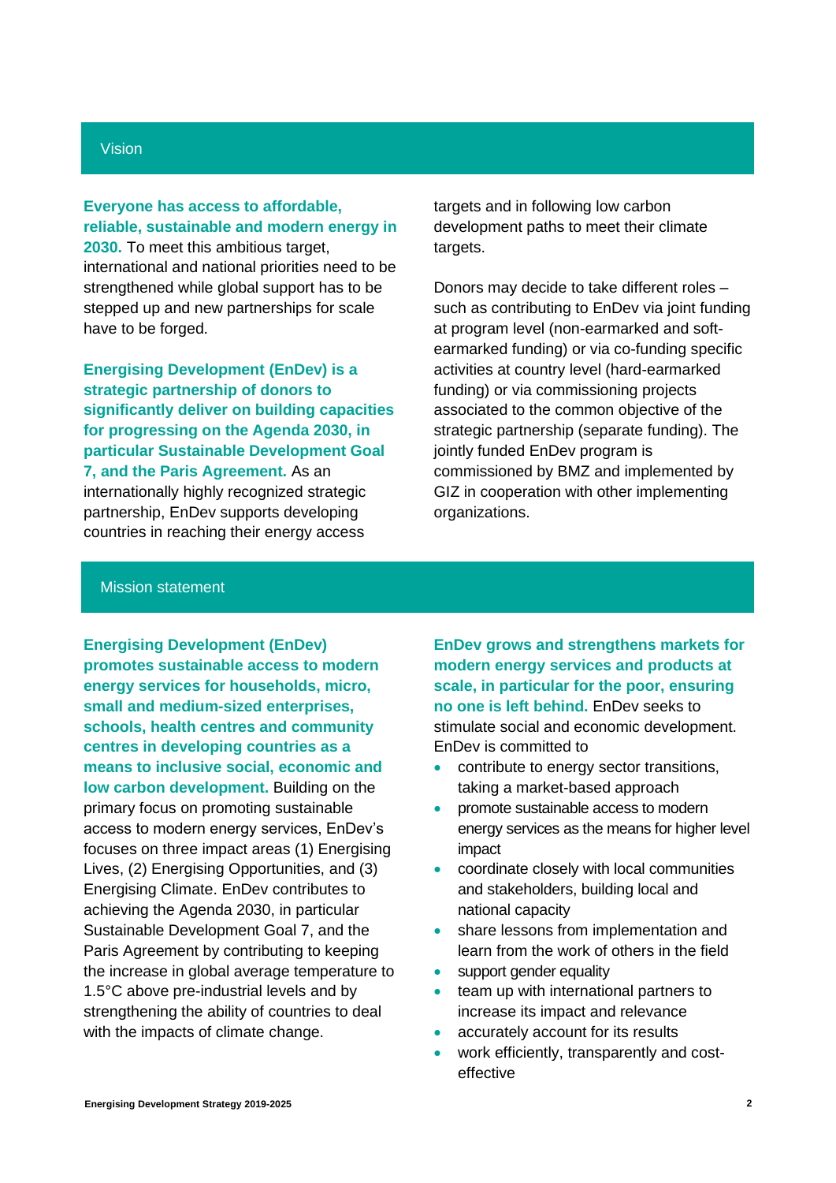## Vision

**Everyone has access to affordable, reliable, sustainable and modern energy in 2030.** To meet this ambitious target, international and national priorities need to be strengthened while global support has to be stepped up and new partnerships for scale have to be forged.

**Energising Development (EnDev) is a strategic partnership of donors to significantly deliver on building capacities for progressing on the Agenda 2030, in particular Sustainable Development Goal 7, and the Paris Agreement.** As an internationally highly recognized strategic partnership, EnDev supports developing countries in reaching their energy access targets and in following low carbon development paths to meet their climate targets.

Donors may decide to take different roles – such as contributing to EnDev via joint funding at program level (non-earmarked and soft-earmarked funding) or via co-funding specific activities at country level (hard-earmarked funding) or via commissioning projects associated to the common objective of the strategic partnership (separate funding). The jointly funded EnDev program is commissioned by BMZ and implemented by GIZ in cooperation with other implementing organizations.

## Mission statement

**Energising Development (EnDev) promotes sustainable access to modern energy services for households, micro, small and medium-sized enterprises, schools, health centres and community centres in developing countries as a means to inclusive social, economic and low carbon development.** Building on the primary focus on promoting sustainable access to modern energy services, EnDev's focuses on three impact areas (1) Energising Lives, (2) Energising Opportunities, and (3) Energising Climate. EnDev contributes to achieving the Agenda 2030, in particular Sustainable Development Goal 7, and the Paris Agreement by contributing to keeping the increase in global average temperature to 1.5°C above pre-industrial levels and by strengthening the ability of countries to deal with the impacts of climate change.

**EnDev grows and strengthens markets for modern energy services and products at scale, in particular for the poor, ensuring no one is left behind.** EnDev seeks to stimulate social and economic development. EnDev is committed to

- contribute to energy sector transitions, taking a market-based approach
- promote sustainable access to modern energy services as the means for higher level impact
- coordinate closely with local communities and stakeholders, building local and national capacity
- share lessons from implementation and learn from the work of others in the field
- support gender equality
- team up with international partners to increase its impact and relevance
- accurately account for its results
- work efficiently, transparently and cost-effective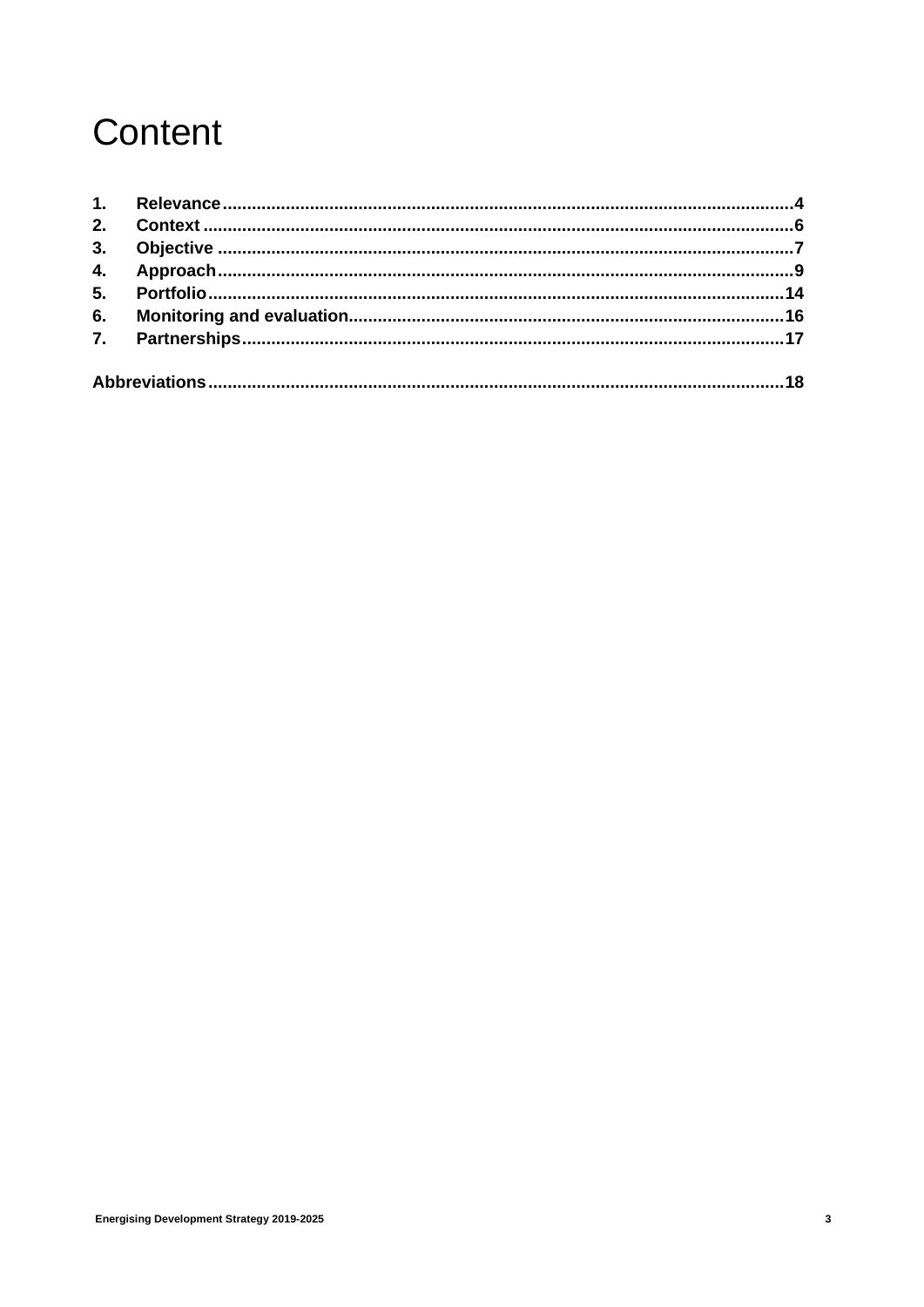# Content

1. **Relevance** ........................................................................ 4
2. **Context** ........................................................................ 6
3. **Objective** ........................................................................ 7
4. **Approach** ........................................................................ 9
5. **Portfolio** ........................................................................ 14
6. **Monitoring and evaluation** ........................................................................ 16
7. **Partnerships** ........................................................................ 17

**Abbreviations** ........................................................................ 18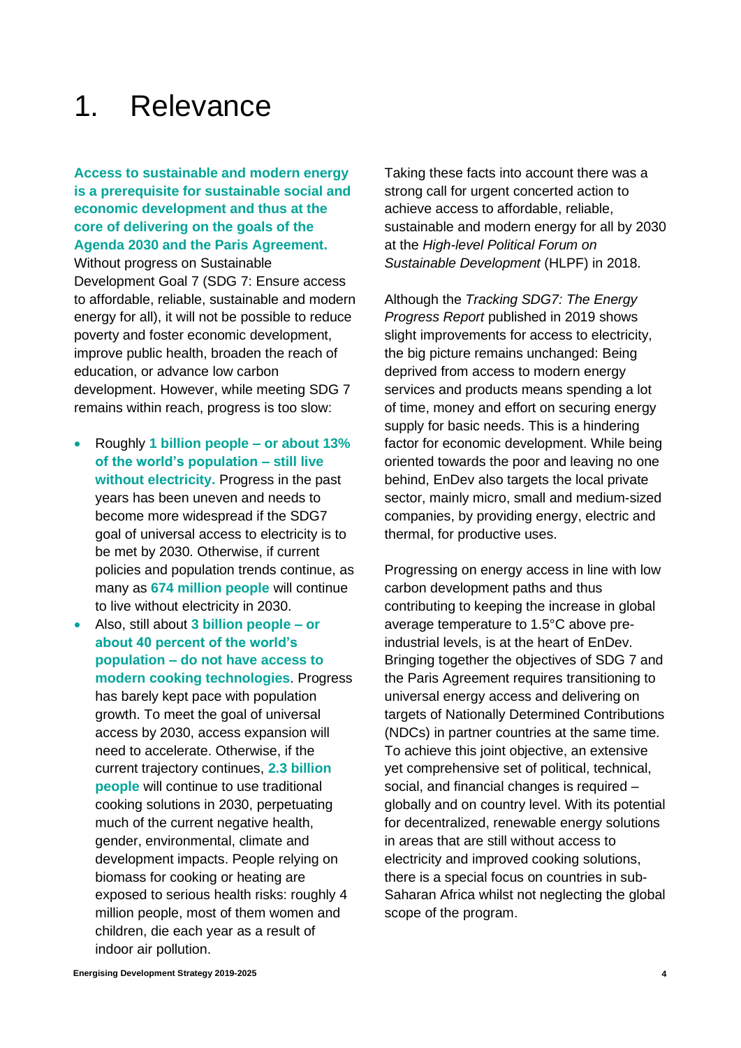# 1. Relevance

**Access to sustainable and modern energy is a prerequisite for sustainable social and economic development and thus at the core of delivering on the goals of the Agenda 2030 and the Paris Agreement.** Without progress on Sustainable Development Goal 7 (SDG 7: Ensure access to affordable, reliable, sustainable and modern energy for all), it will not be possible to reduce poverty and foster economic development, improve public health, broaden the reach of education, or advance low carbon development. However, while meeting SDG 7 remains within reach, progress is too slow:

- Roughly **1 billion people – or about 13% of the world's population – still live without electricity.** Progress in the past years has been uneven and needs to become more widespread if the SDG7 goal of universal access to electricity is to be met by 2030. Otherwise, if current policies and population trends continue, as many as **674 million people** will continue to live without electricity in 2030.
- Also, still about **3 billion people – or about 40 percent of the world's population – do not have access to modern cooking technologies**. Progress has barely kept pace with population growth. To meet the goal of universal access by 2030, access expansion will need to accelerate. Otherwise, if the current trajectory continues, **2.3 billion people** will continue to use traditional cooking solutions in 2030, perpetuating much of the current negative health, gender, environmental, climate and development impacts. People relying on biomass for cooking or heating are exposed to serious health risks: roughly 4 million people, most of them women and children, die each year as a result of indoor air pollution.

Taking these facts into account there was a strong call for urgent concerted action to achieve access to affordable, reliable, sustainable and modern energy for all by 2030 at the *High-level Political Forum on Sustainable Development* (HLPF) in 2018.

Although the *Tracking SDG7: The Energy Progress Report* published in 2019 shows slight improvements for access to electricity, the big picture remains unchanged: Being deprived from access to modern energy services and products means spending a lot of time, money and effort on securing energy supply for basic needs. This is a hindering factor for economic development. While being oriented towards the poor and leaving no one behind, EnDev also targets the local private sector, mainly micro, small and medium-sized companies, by providing energy, electric and thermal, for productive uses.

Progressing on energy access in line with low carbon development paths and thus contributing to keeping the increase in global average temperature to 1.5°C above pre-industrial levels, is at the heart of EnDev. Bringing together the objectives of SDG 7 and the Paris Agreement requires transitioning to universal energy access and delivering on targets of Nationally Determined Contributions (NDCs) in partner countries at the same time. To achieve this joint objective, an extensive yet comprehensive set of political, technical, social, and financial changes is required – globally and on country level. With its potential for decentralized, renewable energy solutions in areas that are still without access to electricity and improved cooking solutions, there is a special focus on countries in sub-Saharan Africa whilst not neglecting the global scope of the program.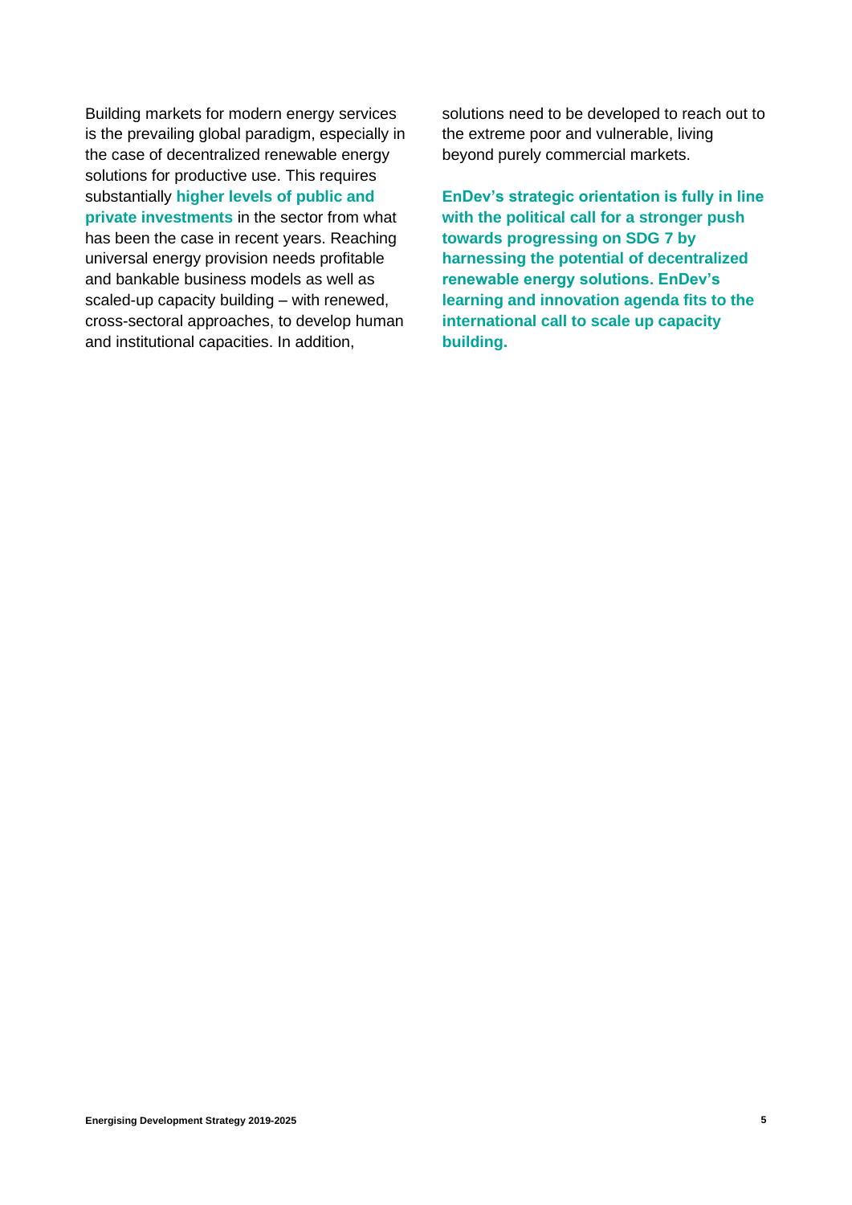Building markets for modern energy services is the prevailing global paradigm, especially in the case of decentralized renewable energy solutions for productive use. This requires substantially **higher levels of public and private investments** in the sector from what has been the case in recent years. Reaching universal energy provision needs profitable and bankable business models as well as scaled-up capacity building – with renewed, cross-sectoral approaches, to develop human and institutional capacities. In addition, solutions need to be developed to reach out to the extreme poor and vulnerable, living beyond purely commercial markets.

**EnDev's strategic orientation is fully in line with the political call for a stronger push towards progressing on SDG 7 by harnessing the potential of decentralized renewable energy solutions. EnDev's learning and innovation agenda fits to the international call to scale up capacity building.**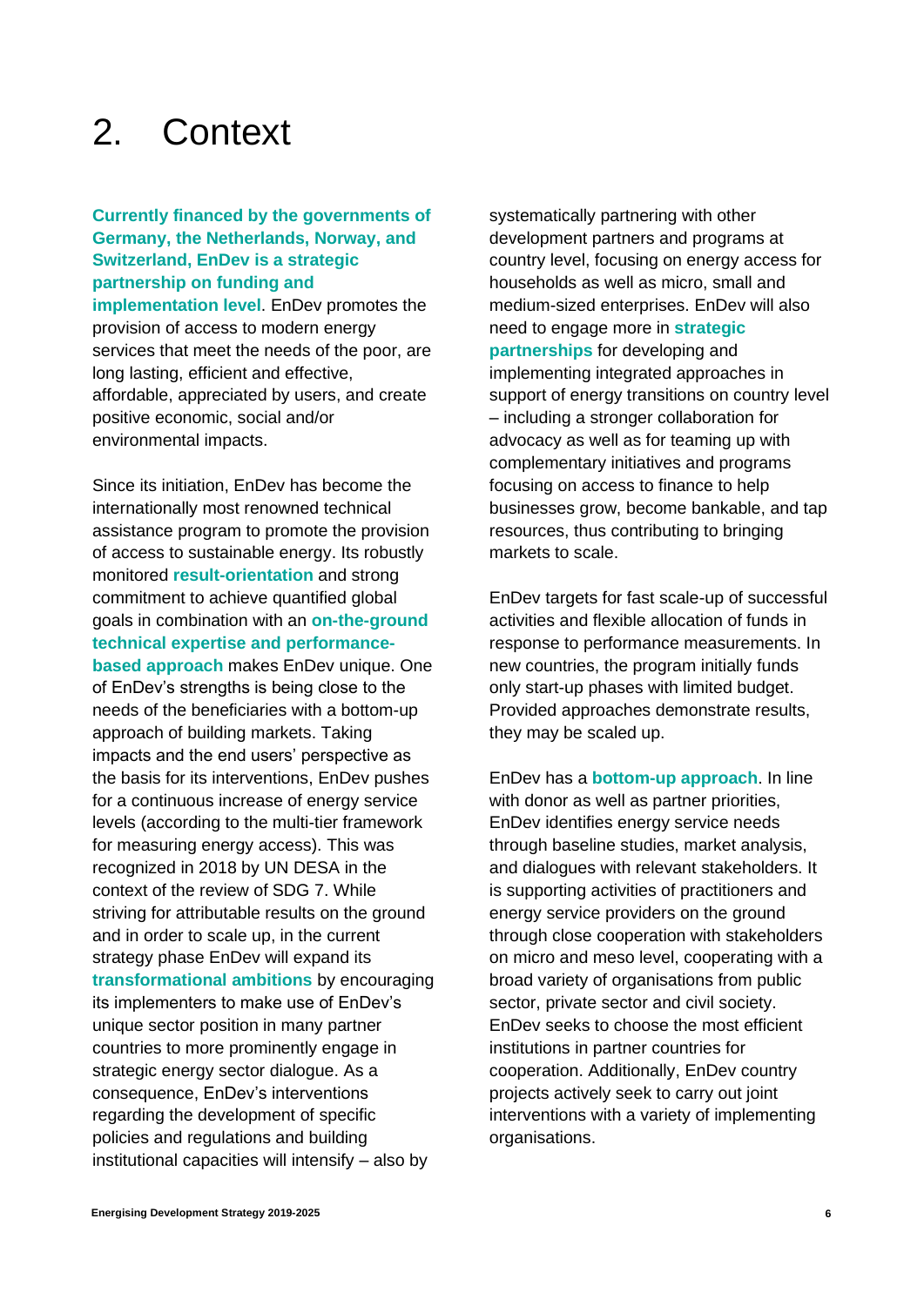# 2. Context

**Currently financed by the governments of Germany, the Netherlands, Norway, and Switzerland, EnDev is a strategic partnership on funding and implementation level**. EnDev promotes the provision of access to modern energy services that meet the needs of the poor, are long lasting, efficient and effective, affordable, appreciated by users, and create positive economic, social and/or environmental impacts.

Since its initiation, EnDev has become the internationally most renowned technical assistance program to promote the provision of access to sustainable energy. Its robustly monitored **result-orientation** and strong commitment to achieve quantified global goals in combination with an **on-the-ground technical expertise and performance-based approach** makes EnDev unique. One of EnDev's strengths is being close to the needs of the beneficiaries with a bottom-up approach of building markets. Taking impacts and the end users' perspective as the basis for its interventions, EnDev pushes for a continuous increase of energy service levels (according to the multi-tier framework for measuring energy access). This was recognized in 2018 by UN DESA in the context of the review of SDG 7. While striving for attributable results on the ground and in order to scale up, in the current strategy phase EnDev will expand its **transformational ambitions** by encouraging its implementers to make use of EnDev's unique sector position in many partner countries to more prominently engage in strategic energy sector dialogue. As a consequence, EnDev's interventions regarding the development of specific policies and regulations and building institutional capacities will intensify – also by systematically partnering with other development partners and programs at country level, focusing on energy access for households as well as micro, small and medium-sized enterprises. EnDev will also need to engage more in **strategic partnerships** for developing and implementing integrated approaches in support of energy transitions on country level – including a stronger collaboration for advocacy as well as for teaming up with complementary initiatives and programs focusing on access to finance to help businesses grow, become bankable, and tap resources, thus contributing to bringing markets to scale.

EnDev targets for fast scale-up of successful activities and flexible allocation of funds in response to performance measurements. In new countries, the program initially funds only start-up phases with limited budget. Provided approaches demonstrate results, they may be scaled up.

EnDev has a **bottom-up approach**. In line with donor as well as partner priorities, EnDev identifies energy service needs through baseline studies, market analysis, and dialogues with relevant stakeholders. It is supporting activities of practitioners and energy service providers on the ground through close cooperation with stakeholders on micro and meso level, cooperating with a broad variety of organisations from public sector, private sector and civil society. EnDev seeks to choose the most efficient institutions in partner countries for cooperation. Additionally, EnDev country projects actively seek to carry out joint interventions with a variety of implementing organisations.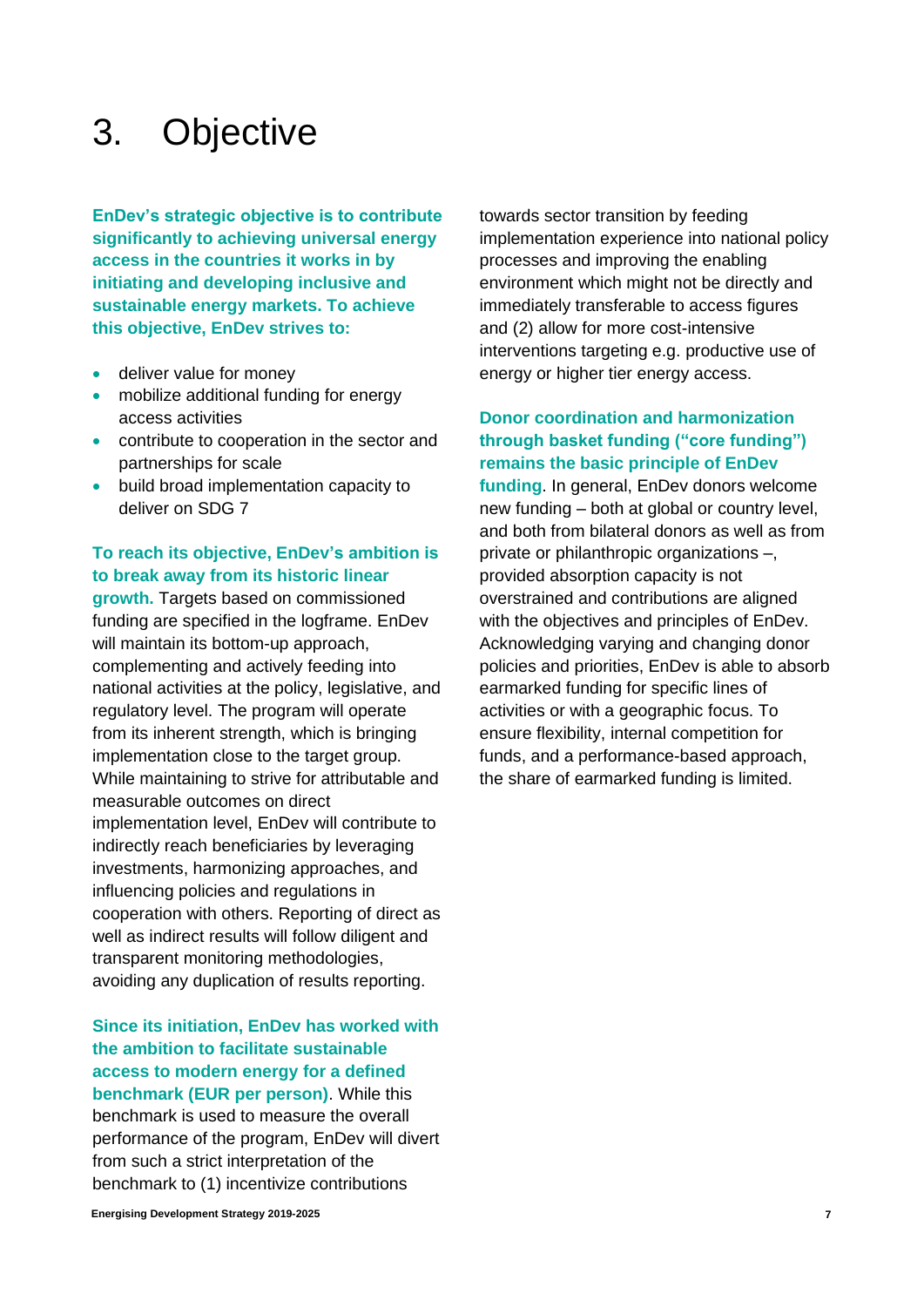# 3. Objective

**EnDev's strategic objective is to contribute significantly to achieving universal energy access in the countries it works in by initiating and developing inclusive and sustainable energy markets. To achieve this objective, EnDev strives to:**

- deliver value for money
- mobilize additional funding for energy access activities
- contribute to cooperation in the sector and partnerships for scale
- build broad implementation capacity to deliver on SDG 7

**To reach its objective, EnDev's ambition is to break away from its historic linear growth.** Targets based on commissioned funding are specified in the logframe. EnDev will maintain its bottom-up approach, complementing and actively feeding into national activities at the policy, legislative, and regulatory level. The program will operate from its inherent strength, which is bringing implementation close to the target group. While maintaining to strive for attributable and measurable outcomes on direct implementation level, EnDev will contribute to indirectly reach beneficiaries by leveraging investments, harmonizing approaches, and influencing policies and regulations in cooperation with others. Reporting of direct as well as indirect results will follow diligent and transparent monitoring methodologies, avoiding any duplication of results reporting.

**Since its initiation, EnDev has worked with the ambition to facilitate sustainable access to modern energy for a defined benchmark (EUR per person)**. While this benchmark is used to measure the overall performance of the program, EnDev will divert from such a strict interpretation of the benchmark to (1) incentivize contributions towards sector transition by feeding implementation experience into national policy processes and improving the enabling environment which might not be directly and immediately transferable to access figures and (2) allow for more cost-intensive interventions targeting e.g. productive use of energy or higher tier energy access.

**Donor coordination and harmonization through basket funding ("core funding") remains the basic principle of EnDev funding**. In general, EnDev donors welcome new funding – both at global or country level, and both from bilateral donors as well as from private or philanthropic organizations –, provided absorption capacity is not overstrained and contributions are aligned with the objectives and principles of EnDev. Acknowledging varying and changing donor policies and priorities, EnDev is able to absorb earmarked funding for specific lines of activities or with a geographic focus. To ensure flexibility, internal competition for funds, and a performance-based approach, the share of earmarked funding is limited.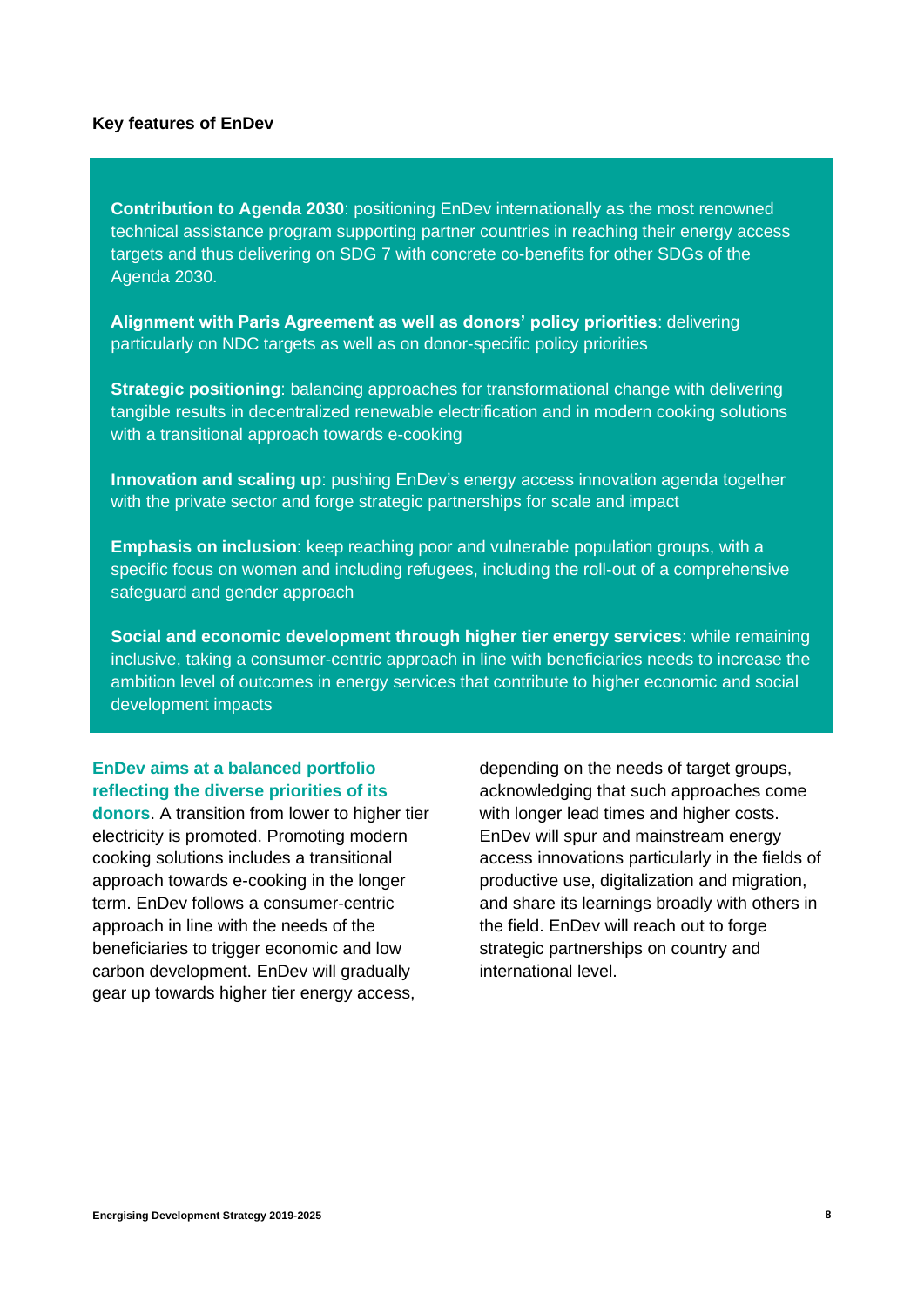**Key features of EnDev**

**Contribution to Agenda 2030**: positioning EnDev internationally as the most renowned technical assistance program supporting partner countries in reaching their energy access targets and thus delivering on SDG 7 with concrete co-benefits for other SDGs of the Agenda 2030.

**Alignment with Paris Agreement as well as donors' policy priorities**: delivering particularly on NDC targets as well as on donor-specific policy priorities

**Strategic positioning**: balancing approaches for transformational change with delivering tangible results in decentralized renewable electrification and in modern cooking solutions with a transitional approach towards e-cooking

**Innovation and scaling up**: pushing EnDev's energy access innovation agenda together with the private sector and forge strategic partnerships for scale and impact

**Emphasis on inclusion**: keep reaching poor and vulnerable population groups, with a specific focus on women and including refugees, including the roll-out of a comprehensive safeguard and gender approach

**Social and economic development through higher tier energy services**: while remaining inclusive, taking a consumer-centric approach in line with beneficiaries needs to increase the ambition level of outcomes in energy services that contribute to higher economic and social development impacts

**EnDev aims at a balanced portfolio reflecting the diverse priorities of its donors**. A transition from lower to higher tier electricity is promoted. Promoting modern cooking solutions includes a transitional approach towards e-cooking in the longer term. EnDev follows a consumer-centric approach in line with the needs of the beneficiaries to trigger economic and low carbon development. EnDev will gradually gear up towards higher tier energy access, depending on the needs of target groups, acknowledging that such approaches come with longer lead times and higher costs. EnDev will spur and mainstream energy access innovations particularly in the fields of productive use, digitalization and migration, and share its learnings broadly with others in the field. EnDev will reach out to forge strategic partnerships on country and international level.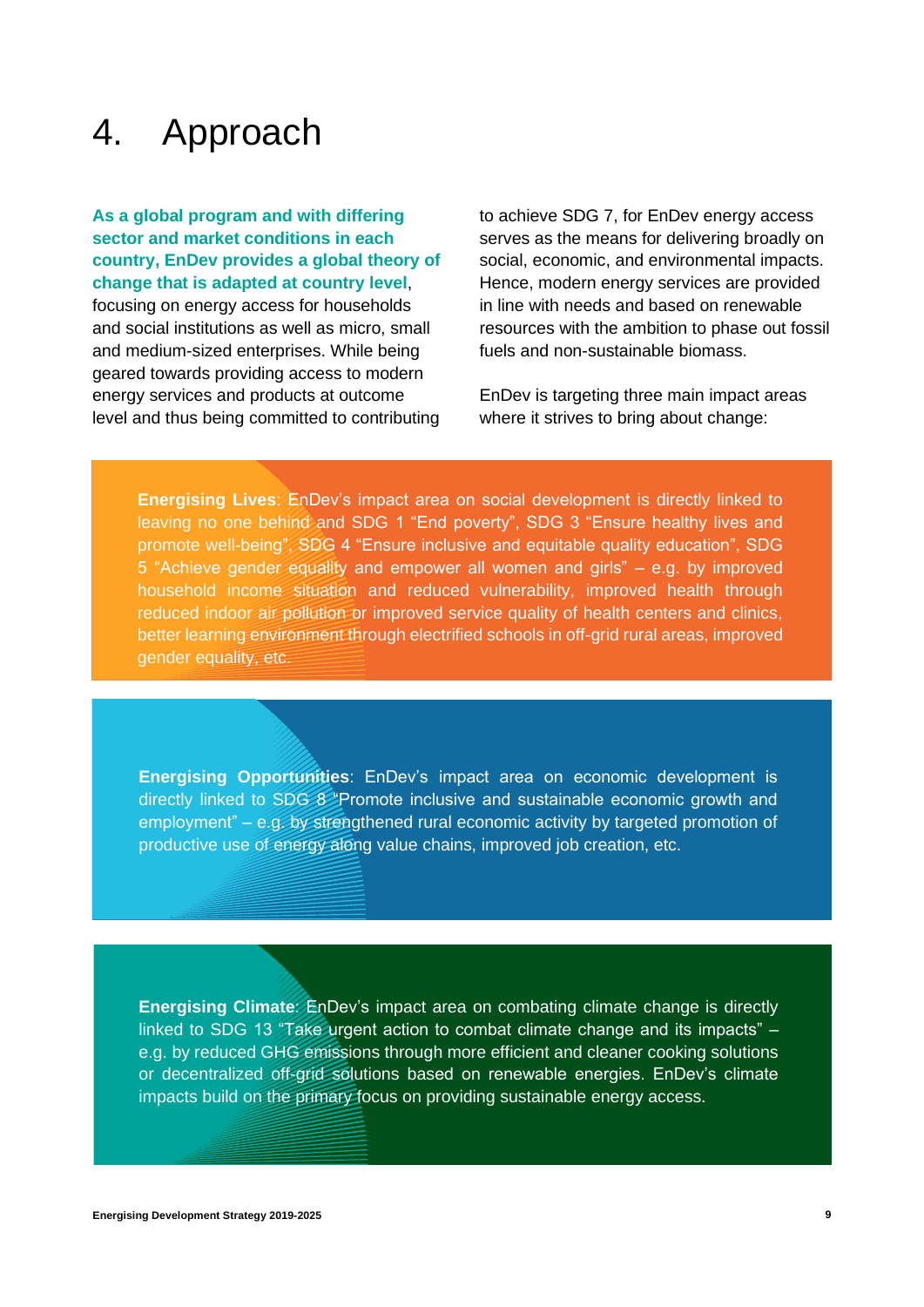# 4. Approach

**As a global program and with differing sector and market conditions in each country, EnDev provides a global theory of change that is adapted at country level**, focusing on energy access for households and social institutions as well as micro, small and medium-sized enterprises. While being geared towards providing access to modern energy services and products at outcome level and thus being committed to contributing to achieve SDG 7, for EnDev energy access serves as the means for delivering broadly on social, economic, and environmental impacts. Hence, modern energy services are provided in line with needs and based on renewable resources with the ambition to phase out fossil fuels and non-sustainable biomass.

EnDev is targeting three main impact areas where it strives to bring about change:

**Energising Lives**: EnDev's impact area on social development is directly linked to leaving no one behind and SDG 1 "End poverty", SDG 3 "Ensure healthy lives and promote well-being", SDG 4 "Ensure inclusive and equitable quality education", SDG 5 "Achieve gender equality and empower all women and girls" – e.g. by improved household income situation and reduced vulnerability, improved health through reduced indoor air pollution or improved service quality of health centers and clinics, better learning environment through electrified schools in off-grid rural areas, improved gender equality, etc.

**Energising Opportunities**: EnDev's impact area on economic development is directly linked to SDG 8 "Promote inclusive and sustainable economic growth and employment" – e.g. by strengthened rural economic activity by targeted promotion of productive use of energy along value chains, improved job creation, etc.

**Energising Climate**: EnDev's impact area on combating climate change is directly linked to SDG 13 "Take urgent action to combat climate change and its impacts" – e.g. by reduced GHG emissions through more efficient and cleaner cooking solutions or decentralized off-grid solutions based on renewable energies. EnDev's climate impacts build on the primary focus on providing sustainable energy access.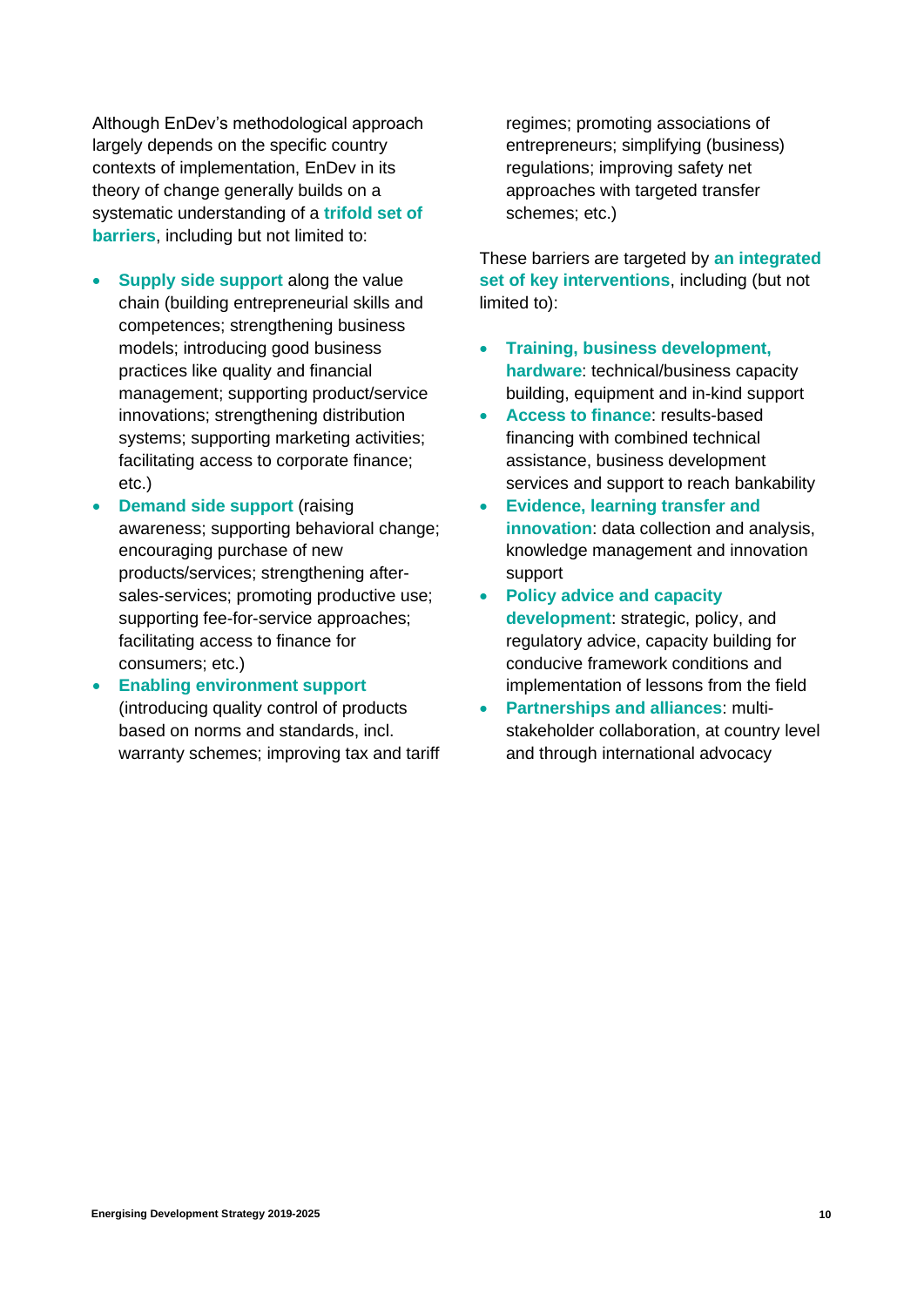Although EnDev's methodological approach largely depends on the specific country contexts of implementation, EnDev in its theory of change generally builds on a systematic understanding of a **trifold set of barriers**, including but not limited to:

- **Supply side support** along the value chain (building entrepreneurial skills and competences; strengthening business models; introducing good business practices like quality and financial management; supporting product/service innovations; strengthening distribution systems; supporting marketing activities; facilitating access to corporate finance; etc.)
- **Demand side support** (raising awareness; supporting behavioral change; encouraging purchase of new products/services; strengthening after-sales-services; promoting productive use; supporting fee-for-service approaches; facilitating access to finance for consumers; etc.)
- **Enabling environment support** (introducing quality control of products based on norms and standards, incl. warranty schemes; improving tax and tariff regimes; promoting associations of entrepreneurs; simplifying (business) regulations; improving safety net approaches with targeted transfer schemes; etc.)

These barriers are targeted by **an integrated set of key interventions**, including (but not limited to):

- **Training, business development, hardware**: technical/business capacity building, equipment and in-kind support
- **Access to finance**: results-based financing with combined technical assistance, business development services and support to reach bankability
- **Evidence, learning transfer and innovation**: data collection and analysis, knowledge management and innovation support
- **Policy advice and capacity development**: strategic, policy, and regulatory advice, capacity building for conducive framework conditions and implementation of lessons from the field
- **Partnerships and alliances**: multi-stakeholder collaboration, at country level and through international advocacy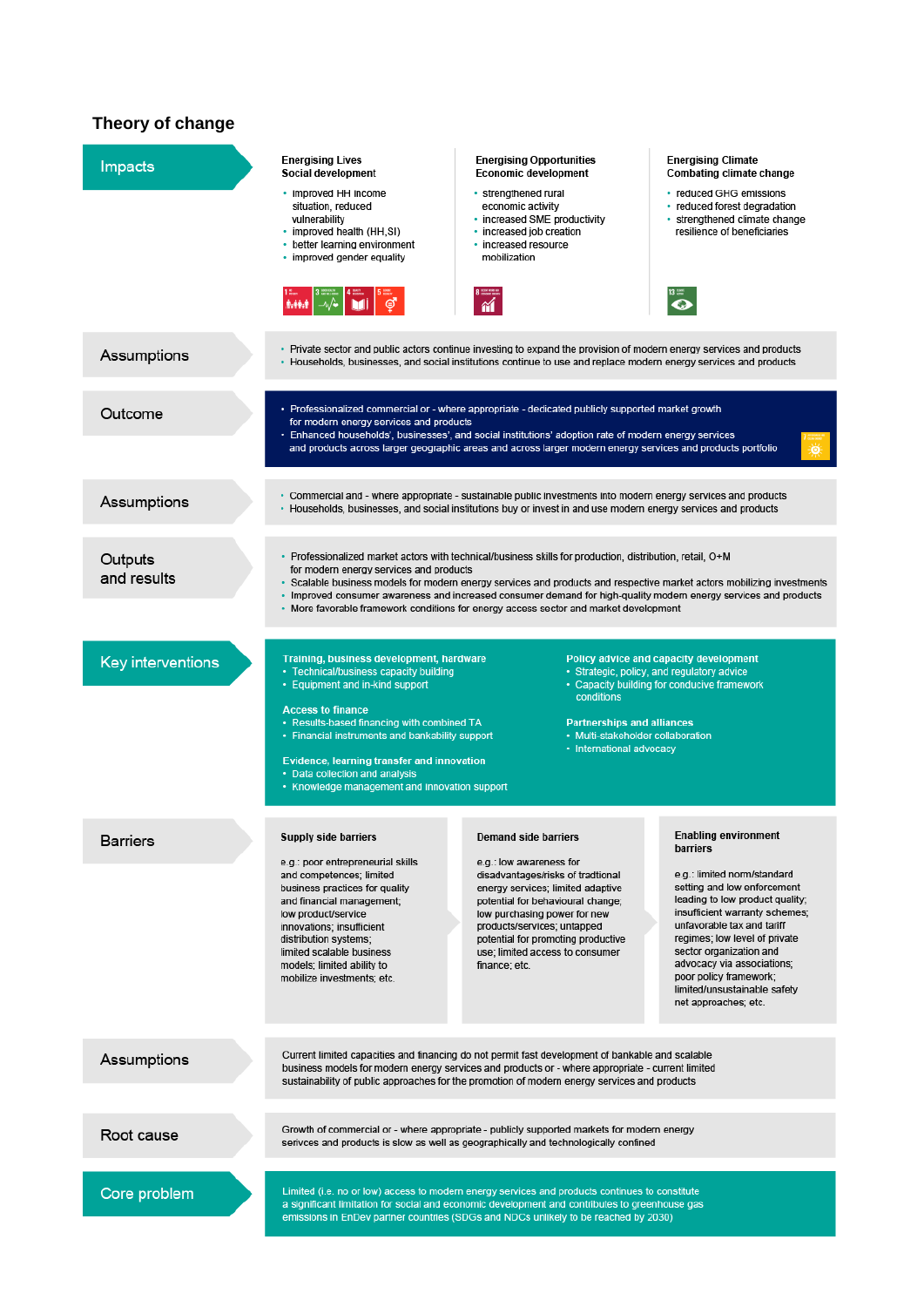## Theory of change

### Impacts

**Energising Lives**
**Social development**

- improved HH income situation, reduced vulnerability
- improved health (HH,SI)
- better learning environment
- improved gender equality

**Energising Opportunities**
**Economic development**

- strengthened rural economic activity
- increased SME productivity
- increased job creation
- increased resource mobilization

**Energising Climate**
**Combating climate change**

- reduced GHG emissions
- reduced forest degradation
- strengthened climate change resilience of beneficiaries

### Assumptions

- Private sector and public actors continue investing to expand the provision of modern energy services and products
- Households, businesses, and social institutions continue to use and replace modern energy services and products

### Outcome

- Professionalized commercial or - where appropriate - dedicated publicly supported market growth for modern energy services and products
- Enhanced households', businesses', and social institutions' adoption rate of modern energy services and products across larger geographic areas and across larger modern energy services and products portfolio

### Assumptions

- Commercial and - where appropriate - sustainable public investments into modern energy services and products
- Households, businesses, and social institutions buy or invest in and use modern energy services and products

### Outputs and results

- Professionalized market actors with technical/business skills for production, distribution, retail, O+M for modern energy services and products
- Scalable business models for modern energy services and products and respective market actors mobilizing investments
- Improved consumer awareness and increased consumer demand for high-quality modern energy services and products
- More favorable framework conditions for energy access sector and market development

### Key interventions

**Training, business development, hardware**

- Technical/business capacity building
- Equipment and in-kind support

**Access to finance**

- Results-based financing with combined TA
- Financial instruments and bankability support

**Evidence, learning transfer and innovation**

- Data collection and analysis
- Knowledge management and innovation support

**Policy advice and capacity development**

- Strategic, policy, and regulatory advice
- Capacity building for conducive framework conditions

**Partnerships and alliances**

- Multi-stakeholder collaboration
- International advocacy

### Barriers

**Supply side barriers**

e.g.: poor entrepreneurial skills and competences; limited business practices for quality and financial management; low product/service innovations; insufficient distribution systems; limited scalable business models; limited ability to mobilize investments; etc.

**Demand side barriers**

e.g.: low awareness for disadvantages/risks of traditional energy services; limited adaptive potential for behavioural change; low purchasing power for new products/services; untapped potential for promoting productive use; limited access to consumer finance; etc.

**Enabling environment barriers**

e.g.: limited norm/standard setting and low enforcement leading to low product quality; insufficient warranty schemes; unfavorable tax and tariff regimes; low level of private sector organization and advocacy via associations; poor policy framework; limited/unsustainable safety net approaches; etc.

### Assumptions

Current limited capacities and financing do not permit fast development of bankable and scalable business models for modern energy services and products or - where appropriate - current limited sustainability of public approaches for the promotion of modern energy services and products

### Root cause

Growth of commercial or - where appropriate - publicly supported markets for modern energy serivces and products is slow as well as geographically and technologically confined

### Core problem

Limited (i.e. no or low) access to modern energy services and products continues to constitute a significant limitation for social and economic development and contributes to greenhouse gas emissions in EnDev partner countries (SDGs and NDCs unlikely to be reached by 2030)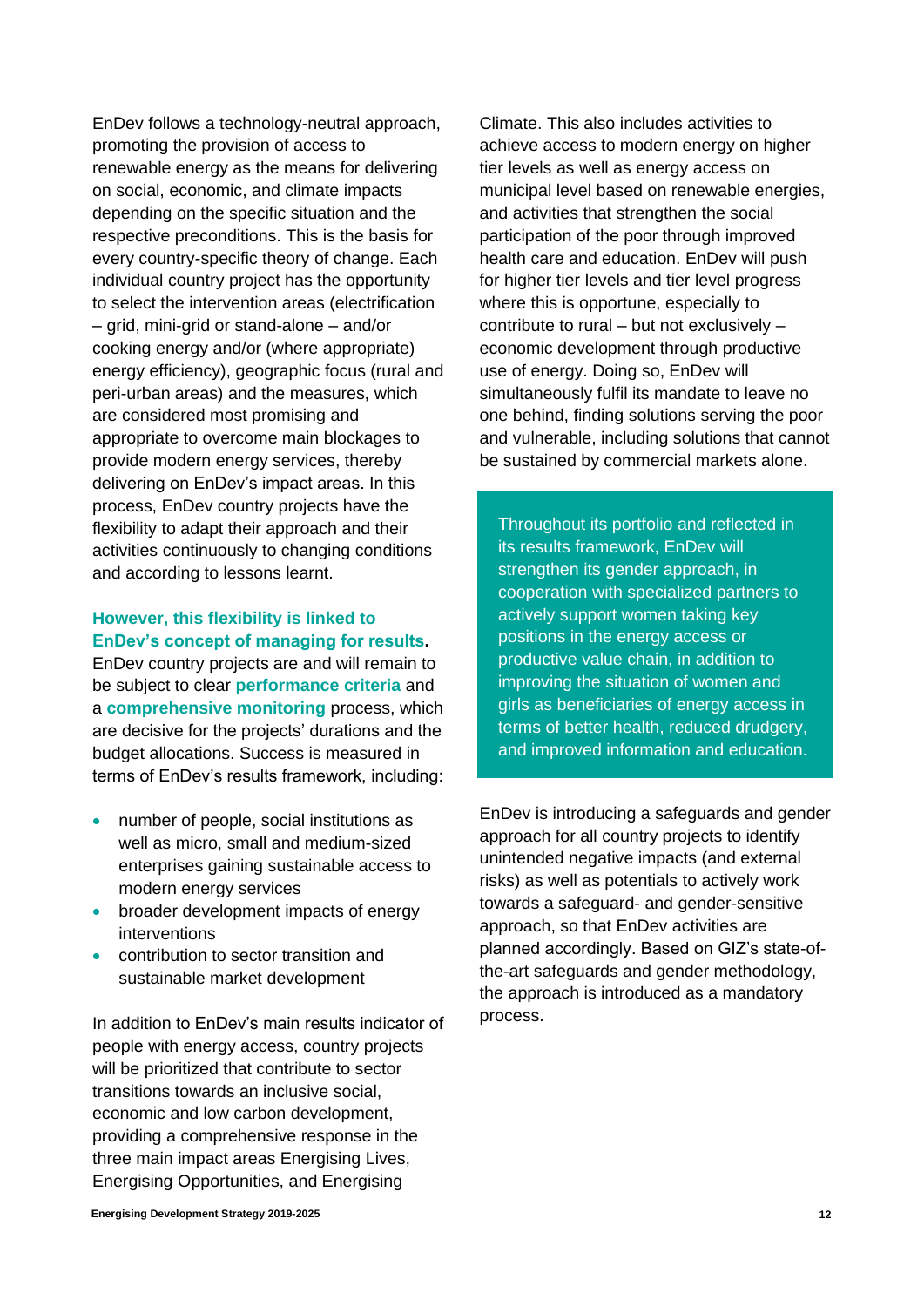EnDev follows a technology-neutral approach, promoting the provision of access to renewable energy as the means for delivering on social, economic, and climate impacts depending on the specific situation and the respective preconditions. This is the basis for every country-specific theory of change. Each individual country project has the opportunity to select the intervention areas (electrification – grid, mini-grid or stand-alone – and/or cooking energy and/or (where appropriate) energy efficiency), geographic focus (rural and peri-urban areas) and the measures, which are considered most promising and appropriate to overcome main blockages to provide modern energy services, thereby delivering on EnDev's impact areas. In this process, EnDev country projects have the flexibility to adapt their approach and their activities continuously to changing conditions and according to lessons learnt.

**However, this flexibility is linked to EnDev's concept of managing for results.** EnDev country projects are and will remain to be subject to clear **performance criteria** and a **comprehensive monitoring** process, which are decisive for the projects' durations and the budget allocations. Success is measured in terms of EnDev's results framework, including:

- number of people, social institutions as well as micro, small and medium-sized enterprises gaining sustainable access to modern energy services
- broader development impacts of energy interventions
- contribution to sector transition and sustainable market development

In addition to EnDev's main results indicator of people with energy access, country projects will be prioritized that contribute to sector transitions towards an inclusive social, economic and low carbon development, providing a comprehensive response in the three main impact areas Energising Lives, Energising Opportunities, and Energising Climate. This also includes activities to achieve access to modern energy on higher tier levels as well as energy access on municipal level based on renewable energies, and activities that strengthen the social participation of the poor through improved health care and education. EnDev will push for higher tier levels and tier level progress where this is opportune, especially to contribute to rural – but not exclusively – economic development through productive use of energy. Doing so, EnDev will simultaneously fulfil its mandate to leave no one behind, finding solutions serving the poor and vulnerable, including solutions that cannot be sustained by commercial markets alone.

> Throughout its portfolio and reflected in its results framework, EnDev will strengthen its gender approach, in cooperation with specialized partners to actively support women taking key positions in the energy access or productive value chain, in addition to improving the situation of women and girls as beneficiaries of energy access in terms of better health, reduced drudgery, and improved information and education.

EnDev is introducing a safeguards and gender approach for all country projects to identify unintended negative impacts (and external risks) as well as potentials to actively work towards a safeguard- and gender-sensitive approach, so that EnDev activities are planned accordingly. Based on GIZ's state-of-the-art safeguards and gender methodology, the approach is introduced as a mandatory process.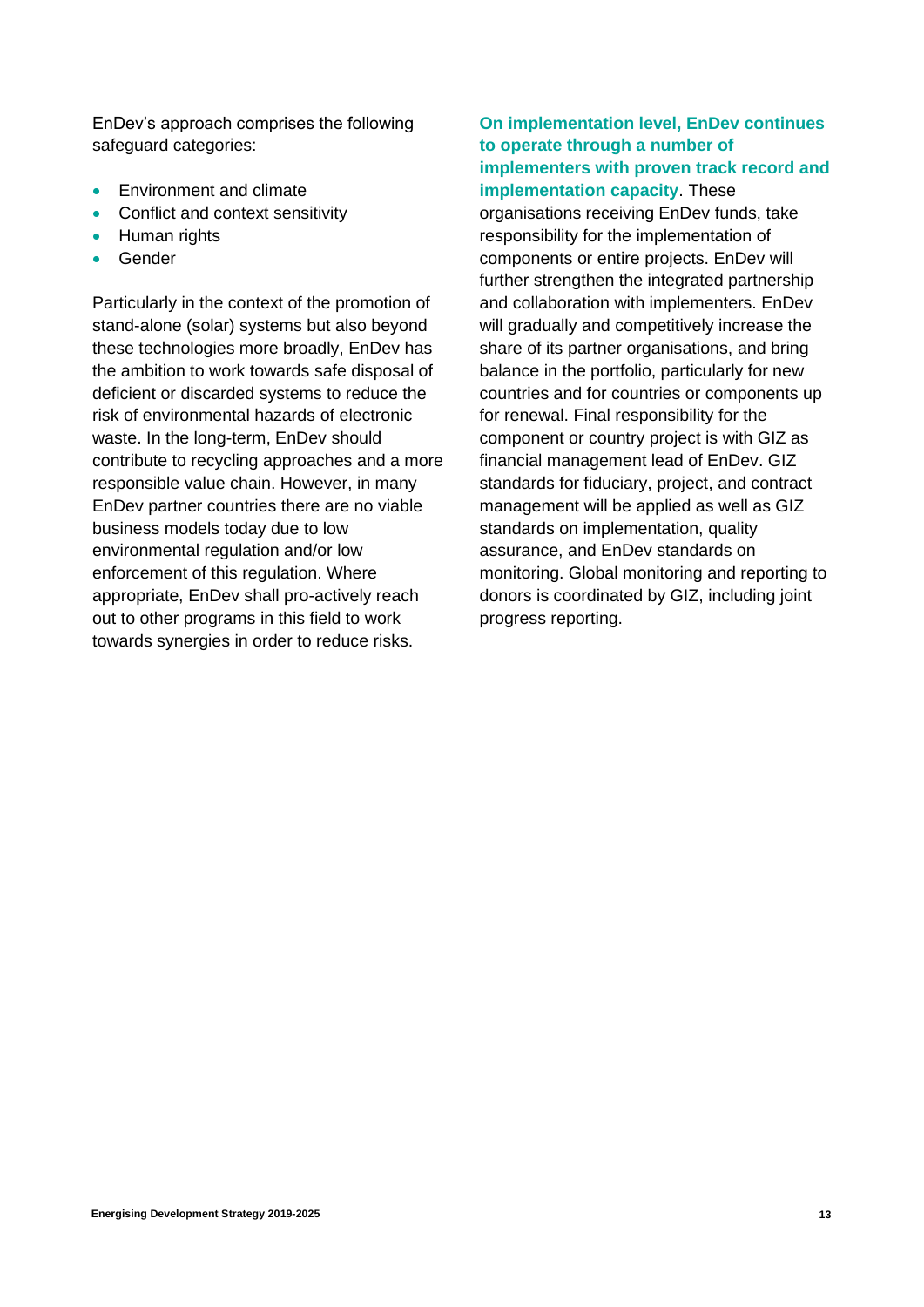EnDev's approach comprises the following safeguard categories:

- Environment and climate
- Conflict and context sensitivity
- Human rights
- Gender

Particularly in the context of the promotion of stand-alone (solar) systems but also beyond these technologies more broadly, EnDev has the ambition to work towards safe disposal of deficient or discarded systems to reduce the risk of environmental hazards of electronic waste. In the long-term, EnDev should contribute to recycling approaches and a more responsible value chain. However, in many EnDev partner countries there are no viable business models today due to low environmental regulation and/or low enforcement of this regulation. Where appropriate, EnDev shall pro-actively reach out to other programs in this field to work towards synergies in order to reduce risks.

**On implementation level, EnDev continues to operate through a number of implementers with proven track record and implementation capacity**. These organisations receiving EnDev funds, take responsibility for the implementation of components or entire projects. EnDev will further strengthen the integrated partnership and collaboration with implementers. EnDev will gradually and competitively increase the share of its partner organisations, and bring balance in the portfolio, particularly for new countries and for countries or components up for renewal. Final responsibility for the component or country project is with GIZ as financial management lead of EnDev. GIZ standards for fiduciary, project, and contract management will be applied as well as GIZ standards on implementation, quality assurance, and EnDev standards on monitoring. Global monitoring and reporting to donors is coordinated by GIZ, including joint progress reporting.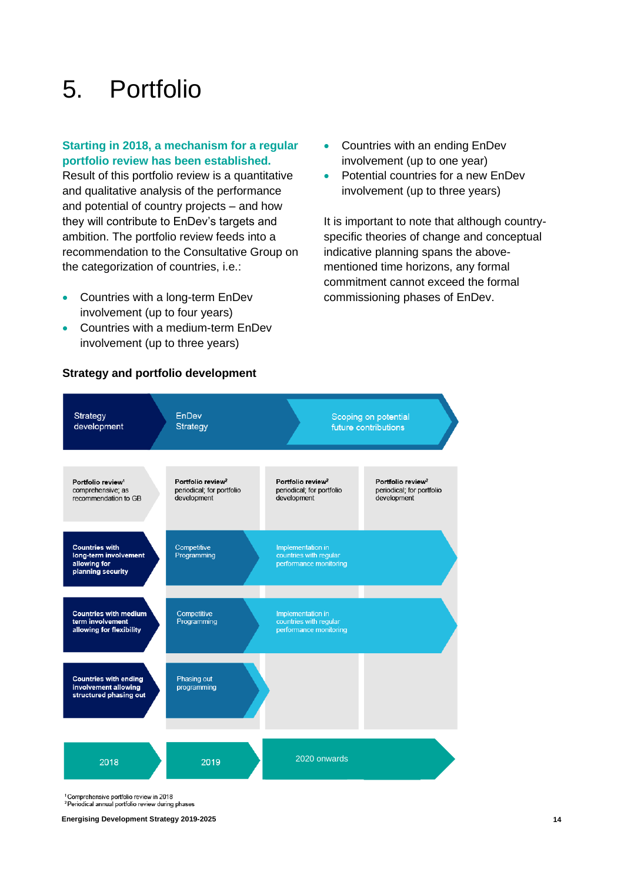# 5. Portfolio

**Starting in 2018, a mechanism for a regular portfolio review has been established.** Result of this portfolio review is a quantitative and qualitative analysis of the performance and potential of country projects – and how they will contribute to EnDev's targets and ambition. The portfolio review feeds into a recommendation to the Consultative Group on the categorization of countries, i.e.:

- Countries with a long-term EnDev involvement (up to four years)
- Countries with a medium-term EnDev involvement (up to three years)
- Countries with an ending EnDev involvement (up to one year)
- Potential countries for a new EnDev involvement (up to three years)

It is important to note that although country-specific theories of change and conceptual indicative planning spans the above-mentioned time horizons, any formal commitment cannot exceed the formal commissioning phases of EnDev.

### Strategy and portfolio development

| 2018 | 2019 | 2020 onwards | | |
|---|---|---|---|---|
| Strategy development | EnDev Strategy | Scoping on potential future contributions | | |
| **Portfolio review**[1] comprehensive; as recommendation to GB | **Portfolio review**[2] periodical; for portfolio development | **Portfolio review**[2] periodical; for portfolio development | **Portfolio review**[2] periodical; for portfolio development | |
| **Countries with long-term involvement allowing for planning security** | Competitive Programming | Implementation in countries with regular performance monitoring | | |
| **Countries with medium term involvement allowing for flexibility** | Competitive Programming | Implementation in countries with regular performance monitoring | | |
| **Countries with ending involvement allowing structured phasing out** | Phasing out programming | | | |

[1] Comprehensive portfolio review in 2018
[2] Periodical annual portfolio review during phases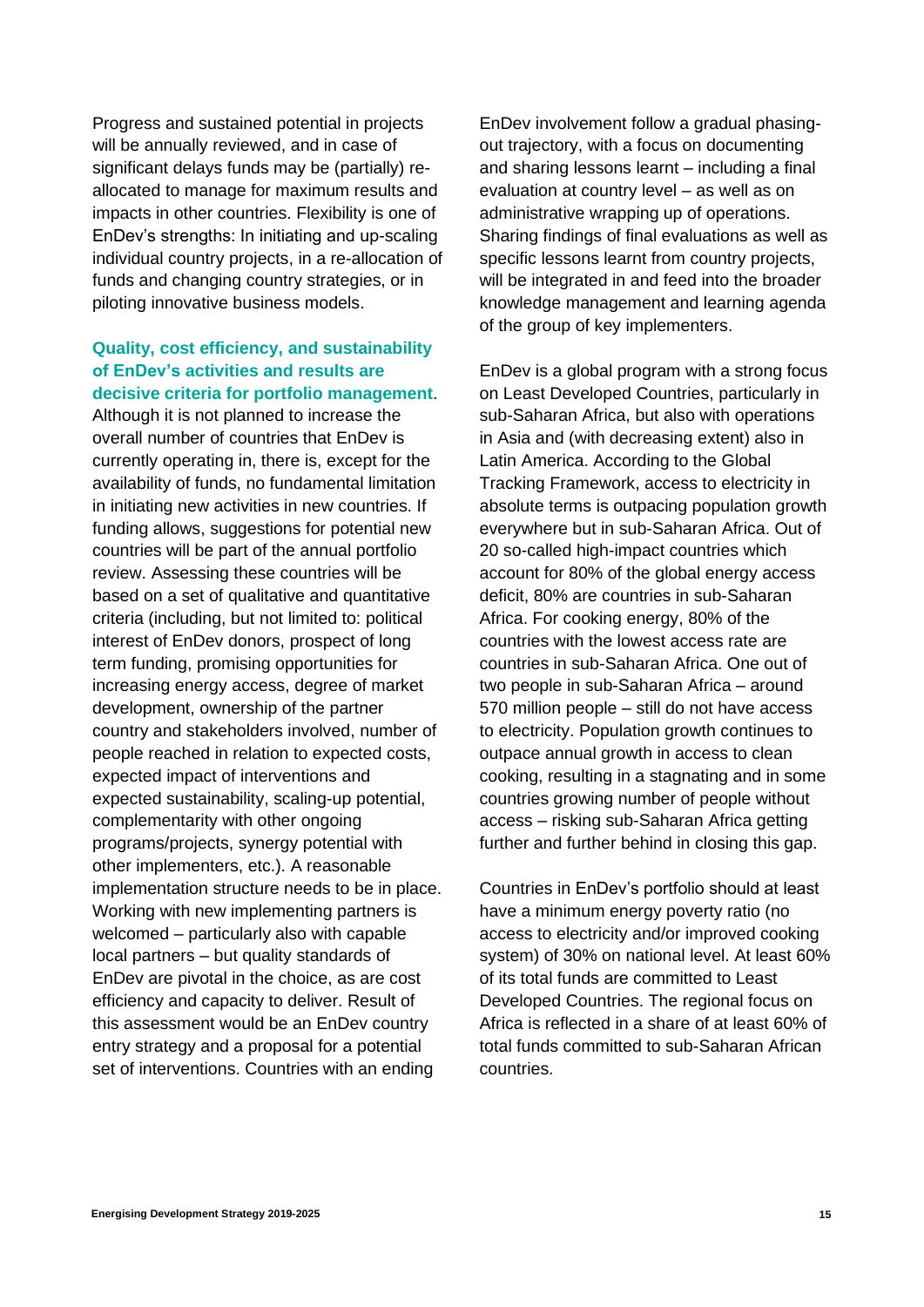Progress and sustained potential in projects will be annually reviewed, and in case of significant delays funds may be (partially) re-allocated to manage for maximum results and impacts in other countries. Flexibility is one of EnDev's strengths: In initiating and up-scaling individual country projects, in a re-allocation of funds and changing country strategies, or in piloting innovative business models.

**Quality, cost efficiency, and sustainability of EnDev's activities and results are decisive criteria for portfolio management**. Although it is not planned to increase the overall number of countries that EnDev is currently operating in, there is, except for the availability of funds, no fundamental limitation in initiating new activities in new countries. If funding allows, suggestions for potential new countries will be part of the annual portfolio review. Assessing these countries will be based on a set of qualitative and quantitative criteria (including, but not limited to: political interest of EnDev donors, prospect of long term funding, promising opportunities for increasing energy access, degree of market development, ownership of the partner country and stakeholders involved, number of people reached in relation to expected costs, expected impact of interventions and expected sustainability, scaling-up potential, complementarity with other ongoing programs/projects, synergy potential with other implementers, etc.). A reasonable implementation structure needs to be in place. Working with new implementing partners is welcomed – particularly also with capable local partners – but quality standards of EnDev are pivotal in the choice, as are cost efficiency and capacity to deliver. Result of this assessment would be an EnDev country entry strategy and a proposal for a potential set of interventions. Countries with an ending EnDev involvement follow a gradual phasing-out trajectory, with a focus on documenting and sharing lessons learnt – including a final evaluation at country level – as well as on administrative wrapping up of operations. Sharing findings of final evaluations as well as specific lessons learnt from country projects, will be integrated in and feed into the broader knowledge management and learning agenda of the group of key implementers.

EnDev is a global program with a strong focus on Least Developed Countries, particularly in sub-Saharan Africa, but also with operations in Asia and (with decreasing extent) also in Latin America. According to the Global Tracking Framework, access to electricity in absolute terms is outpacing population growth everywhere but in sub-Saharan Africa. Out of 20 so-called high-impact countries which account for 80% of the global energy access deficit, 80% are countries in sub-Saharan Africa. For cooking energy, 80% of the countries with the lowest access rate are countries in sub-Saharan Africa. One out of two people in sub-Saharan Africa – around 570 million people – still do not have access to electricity. Population growth continues to outpace annual growth in access to clean cooking, resulting in a stagnating and in some countries growing number of people without access – risking sub-Saharan Africa getting further and further behind in closing this gap.

Countries in EnDev's portfolio should at least have a minimum energy poverty ratio (no access to electricity and/or improved cooking system) of 30% on national level. At least 60% of its total funds are committed to Least Developed Countries. The regional focus on Africa is reflected in a share of at least 60% of total funds committed to sub-Saharan African countries.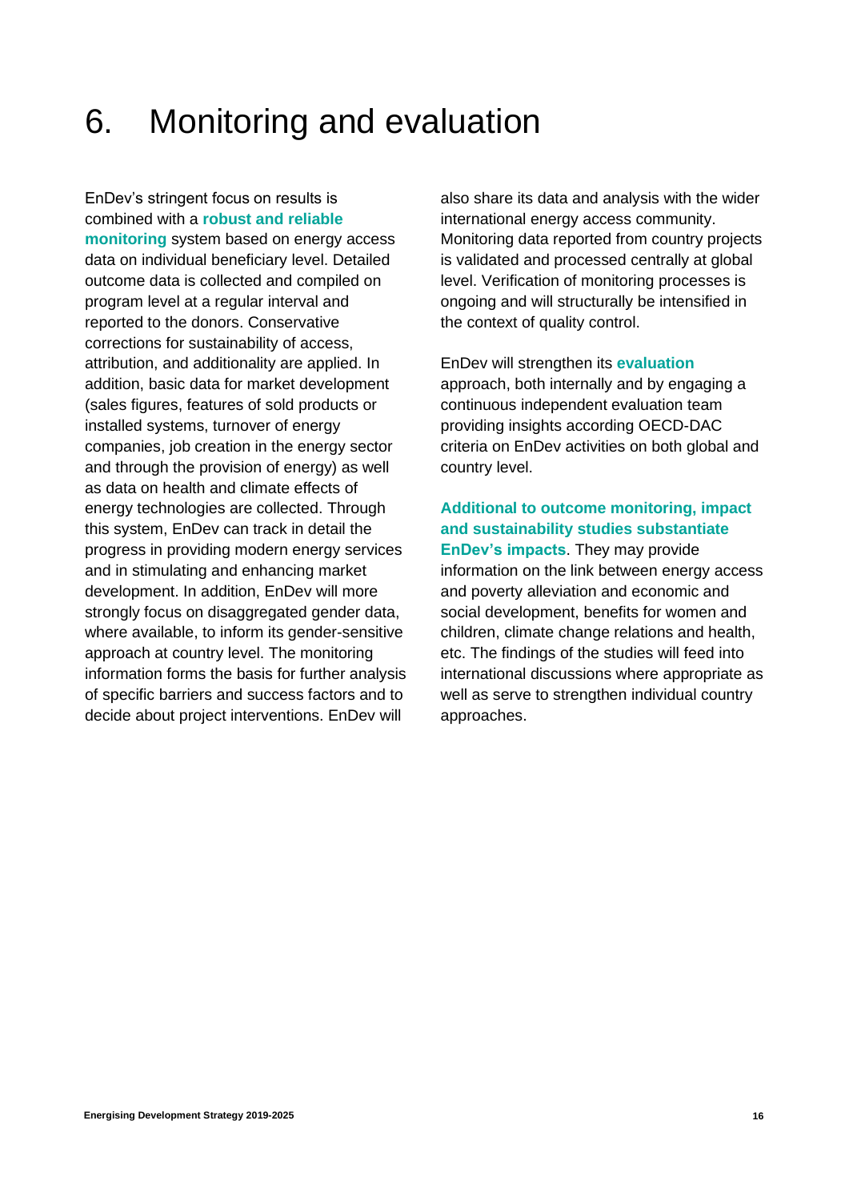# 6. Monitoring and evaluation

EnDev's stringent focus on results is combined with a **robust and reliable monitoring** system based on energy access data on individual beneficiary level. Detailed outcome data is collected and compiled on program level at a regular interval and reported to the donors. Conservative corrections for sustainability of access, attribution, and additionality are applied. In addition, basic data for market development (sales figures, features of sold products or installed systems, turnover of energy companies, job creation in the energy sector and through the provision of energy) as well as data on health and climate effects of energy technologies are collected. Through this system, EnDev can track in detail the progress in providing modern energy services and in stimulating and enhancing market development. In addition, EnDev will more strongly focus on disaggregated gender data, where available, to inform its gender-sensitive approach at country level. The monitoring information forms the basis for further analysis of specific barriers and success factors and to decide about project interventions. EnDev will also share its data and analysis with the wider international energy access community. Monitoring data reported from country projects is validated and processed centrally at global level. Verification of monitoring processes is ongoing and will structurally be intensified in the context of quality control.

EnDev will strengthen its **evaluation** approach, both internally and by engaging a continuous independent evaluation team providing insights according OECD-DAC criteria on EnDev activities on both global and country level.

**Additional to outcome monitoring, impact and sustainability studies substantiate EnDev's impacts**. They may provide information on the link between energy access and poverty alleviation and economic and social development, benefits for women and children, climate change relations and health, etc. The findings of the studies will feed into international discussions where appropriate as well as serve to strengthen individual country approaches.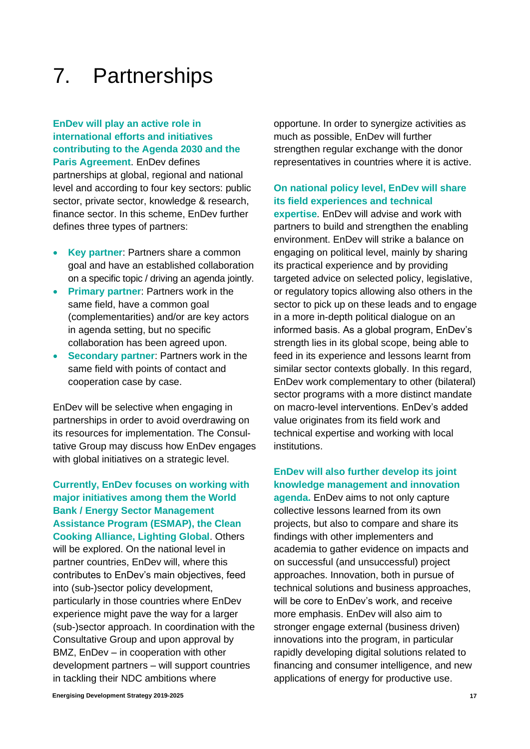# 7. Partnerships

**EnDev will play an active role in international efforts and initiatives contributing to the Agenda 2030 and the Paris Agreement**. EnDev defines partnerships at global, regional and national level and according to four key sectors: public sector, private sector, knowledge & research, finance sector. In this scheme, EnDev further defines three types of partners:

- **Key partner**: Partners share a common goal and have an established collaboration on a specific topic / driving an agenda jointly.
- **Primary partner**: Partners work in the same field, have a common goal (complementarities) and/or are key actors in agenda setting, but no specific collaboration has been agreed upon.
- **Secondary partner**: Partners work in the same field with points of contact and cooperation case by case.

EnDev will be selective when engaging in partnerships in order to avoid overdrawing on its resources for implementation. The Consultative Group may discuss how EnDev engages with global initiatives on a strategic level.

**Currently, EnDev focuses on working with major initiatives among them the World Bank / Energy Sector Management Assistance Program (ESMAP), the Clean Cooking Alliance, Lighting Global**. Others will be explored. On the national level in partner countries, EnDev will, where this contributes to EnDev's main objectives, feed into (sub-)sector policy development, particularly in those countries where EnDev experience might pave the way for a larger (sub-)sector approach. In coordination with the Consultative Group and upon approval by BMZ, EnDev – in cooperation with other development partners – will support countries in tackling their NDC ambitions where opportune. In order to synergize activities as much as possible, EnDev will further strengthen regular exchange with the donor representatives in countries where it is active.

**On national policy level, EnDev will share its field experiences and technical expertise**. EnDev will advise and work with partners to build and strengthen the enabling environment. EnDev will strike a balance on engaging on political level, mainly by sharing its practical experience and by providing targeted advice on selected policy, legislative, or regulatory topics allowing also others in the sector to pick up on these leads and to engage in a more in-depth political dialogue on an informed basis. As a global program, EnDev's strength lies in its global scope, being able to feed in its experience and lessons learnt from similar sector contexts globally. In this regard, EnDev work complementary to other (bilateral) sector programs with a more distinct mandate on macro-level interventions. EnDev's added value originates from its field work and technical expertise and working with local institutions.

**EnDev will also further develop its joint knowledge management and innovation agenda.** EnDev aims to not only capture collective lessons learned from its own projects, but also to compare and share its findings with other implementers and academia to gather evidence on impacts and on successful (and unsuccessful) project approaches. Innovation, both in pursue of technical solutions and business approaches, will be core to EnDev's work, and receive more emphasis. EnDev will also aim to stronger engage external (business driven) innovations into the program, in particular rapidly developing digital solutions related to financing and consumer intelligence, and new applications of energy for productive use.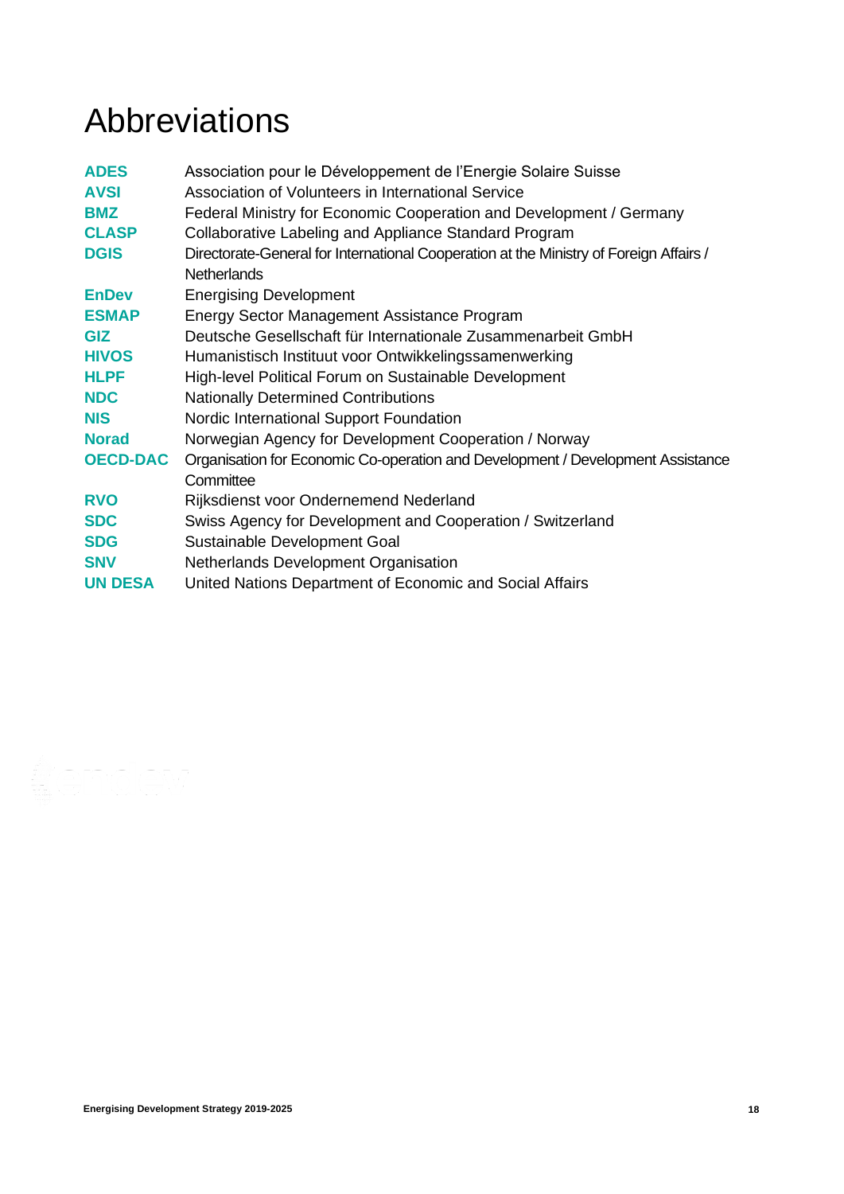# Abbreviations

| | |
|---|---|
| **ADES** | Association pour le Développement de l'Energie Solaire Suisse |
| **AVSI** | Association of Volunteers in International Service |
| **BMZ** | Federal Ministry for Economic Cooperation and Development / Germany |
| **CLASP** | Collaborative Labeling and Appliance Standard Program |
| **DGIS** | Directorate-General for International Cooperation at the Ministry of Foreign Affairs / Netherlands |
| **EnDev** | Energising Development |
| **ESMAP** | Energy Sector Management Assistance Program |
| **GIZ** | Deutsche Gesellschaft für Internationale Zusammenarbeit GmbH |
| **HIVOS** | Humanistisch Instituut voor Ontwikkelingssamenwerking |
| **HLPF** | High-level Political Forum on Sustainable Development |
| **NDC** | Nationally Determined Contributions |
| **NIS** | Nordic International Support Foundation |
| **Norad** | Norwegian Agency for Development Cooperation / Norway |
| **OECD-DAC** | Organisation for Economic Co-operation and Development / Development Assistance Committee |
| **RVO** | Rijksdienst voor Ondernemend Nederland |
| **SDC** | Swiss Agency for Development and Cooperation / Switzerland |
| **SDG** | Sustainable Development Goal |
| **SNV** | Netherlands Development Organisation |
| **UN DESA** | United Nations Department of Economic and Social Affairs |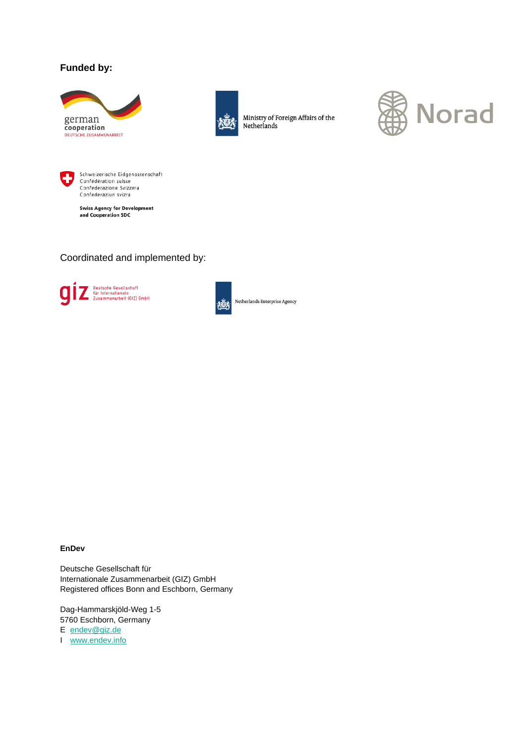**Funded by:**

german cooperation
DEUTSCHE ZUSAMMENARBEIT

Ministry of Foreign Affairs of the Netherlands

Norad

Schweizerische Eidgenossenschaft
Confédération suisse
Confederazione Svizzera
Confederaziun svizra

Swiss Agency for Development and Cooperation SDC

Coordinated and implemented by:

giz Deutsche Gesellschaft für Internationale Zusammenarbeit (GIZ) GmbH

Netherlands Enterprise Agency

**EnDev**

Deutsche Gesellschaft für
Internationale Zusammenarbeit (GIZ) GmbH
Registered offices Bonn and Eschborn, Germany

Dag-Hammarskjöld-Weg 1-5
5760 Eschborn, Germany
E endev@giz.de
I www.endev.info